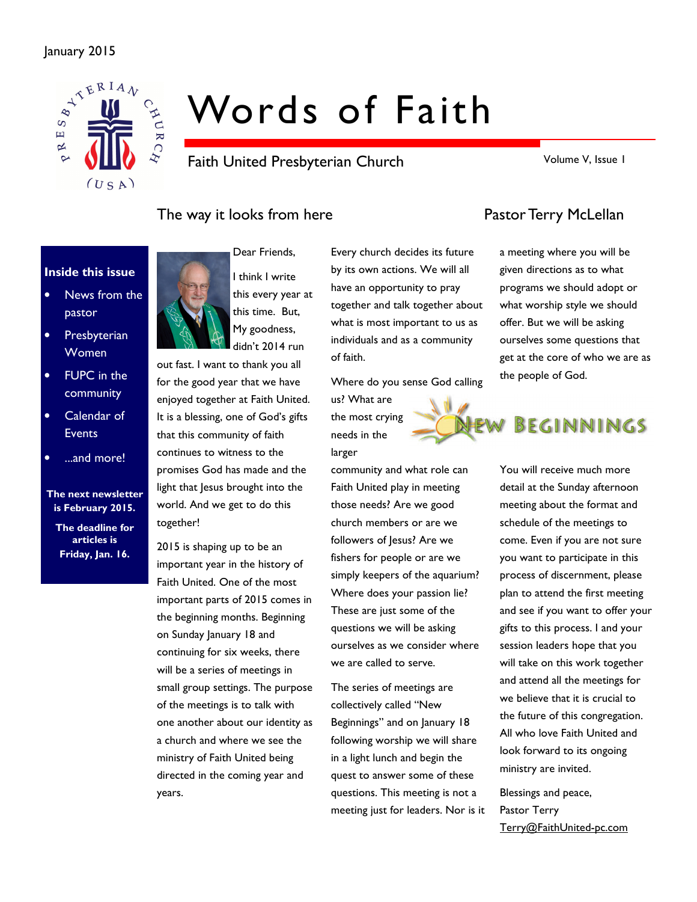January 2015

# Words of Faith

Faith United Presbyterian Church

Volume V, Issue 1

**Inside this issue**

- News from the pastor
- Presbyterian Women
- FUPC in the community
- Calendar of Events
- ...and more!

**The next newsletter is February 2015.**

**The deadline for articles is Friday, Jan. 16.**

## The way it looks from here

### Pastor Terry McLellan

Dear Friends,

I think I write this every year at this time. But, My goodness, didn't 2014 run out fast. I want to thank you all for the good year that we have enjoyed together at Faith United. It is a blessing, one of God's gifts that this community of faith continues to witness to the promises God has made and the light that Jesus brought into the world. And we get to do this together!

2015 is shaping up to be an important year in the history of Faith United. One of the most important parts of 2015 comes in the beginning months. Beginning on Sunday January 18 and continuing for six weeks, there will be a series of meetings in small group settings. The purpose of the meetings is to talk with one another about our identity as a church and where we see the ministry of Faith United being directed in the coming year and years.

Every church decides its future by its own actions. We will all have an opportunity to pray together and talk together about what is most important to us as individuals and as a community of faith.

Where do you sense God calling us? What are the most crying needs in the larger community and what role can Faith United play in meeting those needs? Are we good church members or are we followers of Jesus? Are we fishers for people or are we simply keepers of the aquarium? Where does your passion lie? These are just some of the questions we will be asking ourselves as we consider where we are called to serve.

The series of meetings are collectively called "New Beginnings" and on January 18 following worship we will share in a light lunch and begin the quest to answer some of these questions. This meeting is not a meeting just for leaders. Nor is it a meeting where you will be given directions as to what programs we should adopt or what worship style we should offer. But we will be asking ourselves some questions that get at the core of who we are as the people of God.

NEW BEGINNINGS

You will receive much more detail at the Sunday afternoon meeting about the format and schedule of the meetings to come. Even if you are not sure you want to participate in this process of discernment, please plan to attend the first meeting and see if you want to offer your gifts to this process. I and your session leaders hope that you will take on this work together and attend all the meetings for we believe that it is crucial to the future of this congregation. All who love Faith United and look forward to its ongoing ministry are invited.

Blessings and peace,
Pastor Terry
Terry@FaithUnited-pc.com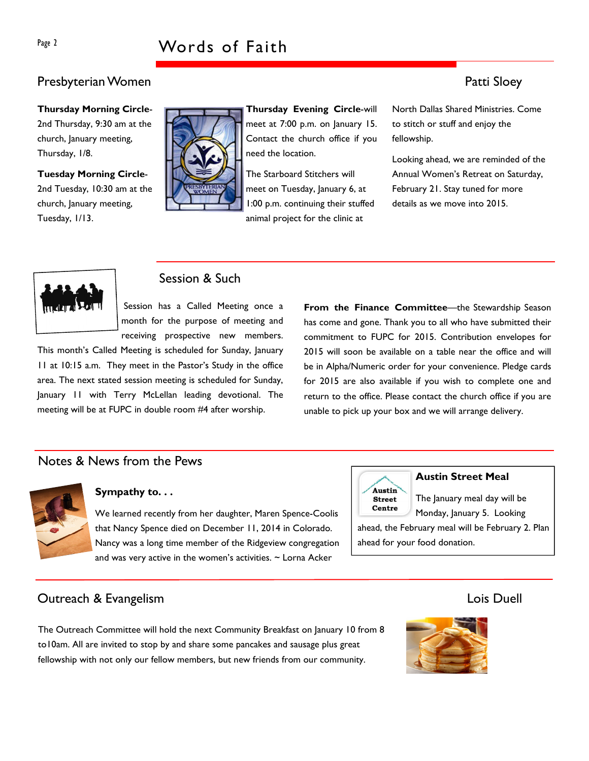## Presbyterian Women

Patti Sloey

**Thursday Morning Circle**-2nd Thursday, 9:30 am at the church, January meeting, Thursday, 1/8.

**Tuesday Morning Circle**-2nd Tuesday, 10:30 am at the church, January meeting, Tuesday, 1/13.

**Thursday Evening Circle**-will meet at 7:00 p.m. on January 15. Contact the church office if you need the location.

The Starboard Stitchers will meet on Tuesday, January 6, at 1:00 p.m. continuing their stuffed animal project for the clinic at North Dallas Shared Ministries. Come to stitch or stuff and enjoy the fellowship.

Looking ahead, we are reminded of the Annual Women's Retreat on Saturday, February 21. Stay tuned for more details as we move into 2015.

## Session & Such

Session has a Called Meeting once a month for the purpose of meeting and receiving prospective new members. This month's Called Meeting is scheduled for Sunday, January 11 at 10:15 a.m. They meet in the Pastor's Study in the office area. The next stated session meeting is scheduled for Sunday, January 11 with Terry McLellan leading devotional. The meeting will be at FUPC in double room #4 after worship.

**From the Finance Committee**—the Stewardship Season has come and gone. Thank you to all who have submitted their commitment to FUPC for 2015. Contribution envelopes for 2015 will soon be available on a table near the office and will be in Alpha/Numeric order for your convenience. Pledge cards for 2015 are also available if you wish to complete one and return to the office. Please contact the church office if you are unable to pick up your box and we will arrange delivery.

## Notes & News from the Pews

### Sympathy to. . .

We learned recently from her daughter, Maren Spence-Coolis that Nancy Spence died on December 11, 2014 in Colorado. Nancy was a long time member of the Ridgeview congregation and was very active in the women's activities. ~ Lorna Acker

### Austin Street Meal

The January meal day will be Monday, January 5. Looking ahead, the February meal will be February 2. Plan ahead for your food donation.

## Outreach & Evangelism

Lois Duell

The Outreach Committee will hold the next Community Breakfast on January 10 from 8 to10am. All are invited to stop by and share some pancakes and sausage plus great fellowship with not only our fellow members, but new friends from our community.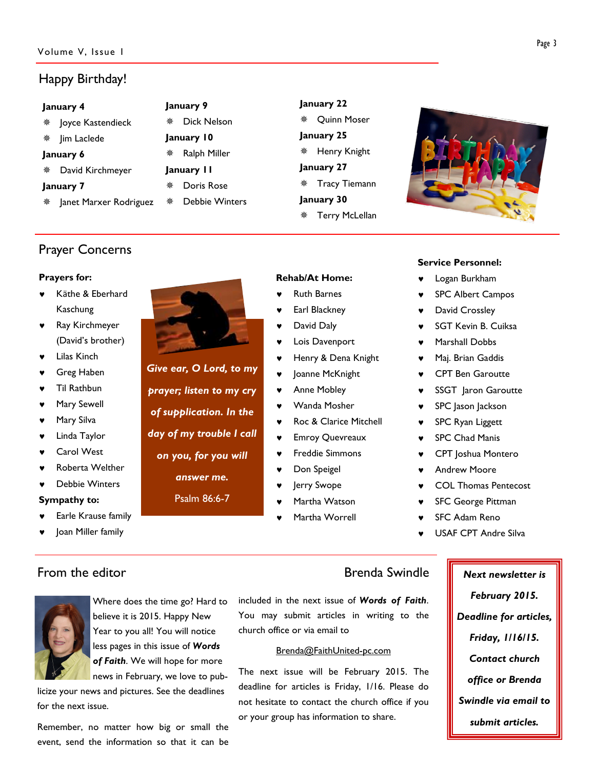## Happy Birthday!

**January 4**

- Joyce Kastendieck
- Jim Laclede

**January 6**

- David Kirchmeyer

**January 7**

- Janet Marxer Rodriguez

**January 9**

- Dick Nelson

**January 10**

- Ralph Miller

**January 11**

- Doris Rose
- Debbie Winters

**January 22**

- Quinn Moser

**January 25**

- Henry Knight

**January 27**

- Tracy Tiemann

**January 30**

- Terry McLellan

## Prayer Concerns

**Prayers for:**

- Käthe & Eberhard Kaschung
- Ray Kirchmeyer (David's brother)
- Lilas Kinch
- Greg Haben
- Til Rathbun
- Mary Sewell
- Mary Silva
- Linda Taylor
- Carol West
- Roberta Welther
- Debbie Winters

**Sympathy to:**

- Earle Krause family
- Joan Miller family

***Give ear, O Lord, to my prayer; listen to my cry of supplication. In the day of my trouble I call on you, for you will answer me.***

Psalm 86:6-7

**Rehab/At Home:**

- Ruth Barnes
- Earl Blackney
- David Daly
- Lois Davenport
- Henry & Dena Knight
- Joanne McKnight
- Anne Mobley
- Wanda Mosher
- Roc & Clarice Mitchell
- Emroy Quevreaux
- Freddie Simmons
- Don Speigel
- Jerry Swope
- Martha Watson
- Martha Worrell

**Service Personnel:**

- Logan Burkham
- SPC Albert Campos
- David Crossley
- SGT Kevin B. Cuiksa
- Marshall Dobbs
- Maj. Brian Gaddis
- CPT Ben Garoutte
- SSGT Jaron Garoutte
- SPC Jason Jackson
- SPC Ryan Liggett
- SPC Chad Manis
- CPT Joshua Montero
- Andrew Moore
- COL Thomas Pentecost
- SFC George Pittman
- SFC Adam Reno
- USAF CPT Andre Silva

## From the editor

Brenda Swindle

Where does the time go? Hard to believe it is 2015. Happy New Year to you all! You will notice less pages in this issue of ***Words of Faith***. We will hope for more news in February, we love to publicize your news and pictures. See the deadlines for the next issue.

Remember, no matter how big or small the event, send the information so that it can be included in the next issue of ***Words of Faith***. You may submit articles in writing to the church office or via email to

Brenda@FaithUnited-pc.com

The next issue will be February 2015. The deadline for articles is Friday, 1/16. Please do not hesitate to contact the church office if you or your group has information to share.

***Next newsletter is February 2015. Deadline for articles, Friday, 1/16/15. Contact church office or Brenda Swindle via email to submit articles.***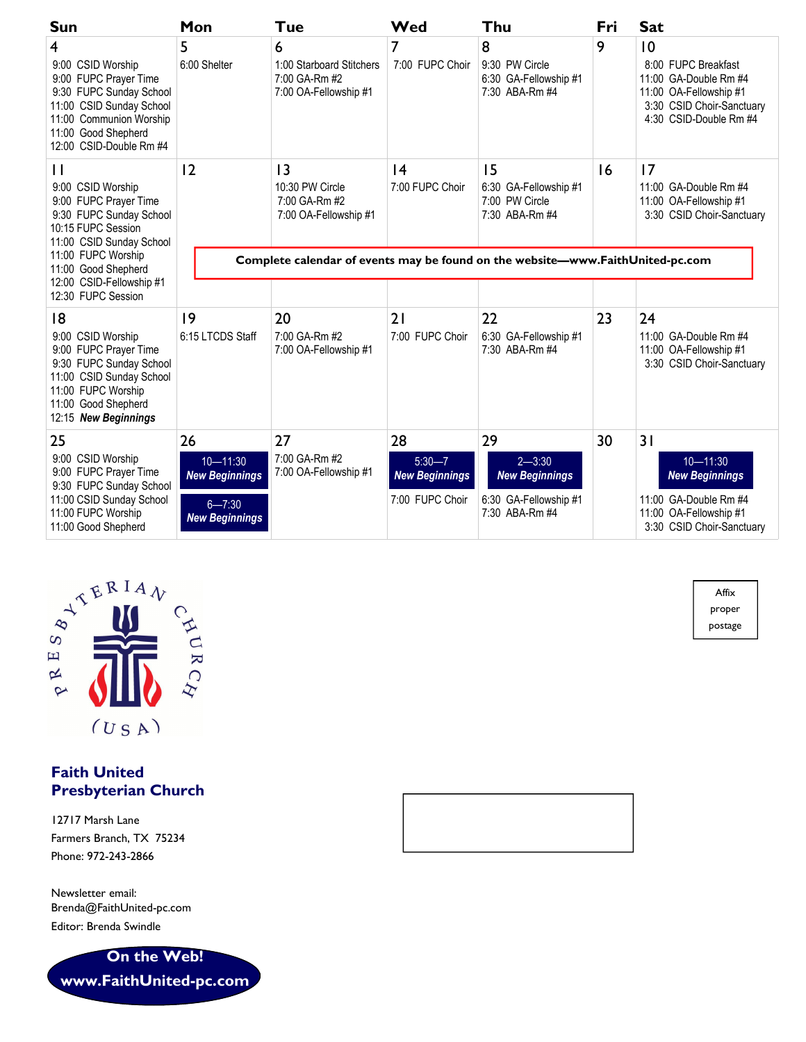| Sun | Mon | Tue | Wed | Thu | Fri | Sat |
|---|---|---|---|---|---|---|
| **4**<br>9:00 CSID Worship<br>9:00 FUPC Prayer Time<br>9:30 FUPC Sunday School<br>11:00 CSID Sunday School<br>11:00 Communion Worship<br>11:00 Good Shepherd<br>12:00 CSID-Double Rm #4 | **5**<br>6:00 Shelter | **6**<br>1:00 Starboard Stitchers<br>7:00 GA-Rm #2<br>7:00 OA-Fellowship #1 | **7**<br>7:00 FUPC Choir | **8**<br>9:30 PW Circle<br>6:30 GA-Fellowship #1<br>7:30 ABA-Rm #4 | **9** | **10**<br>8:00 FUPC Breakfast<br>11:00 GA-Double Rm #4<br>11:00 OA-Fellowship #1<br>3:30 CSID Choir-Sanctuary<br>4:30 CSID-Double Rm #4 |
| **11**<br>9:00 CSID Worship<br>9:00 FUPC Prayer Time<br>9:30 FUPC Sunday School<br>10:15 FUPC Session<br>11:00 CSID Sunday School<br>11:00 FUPC Worship<br>11:00 Good Shepherd<br>12:00 CSID-Fellowship #1<br>12:30 FUPC Session | **12** | **13**<br>10:30 PW Circle<br>7:00 GA-Rm #2<br>7:00 OA-Fellowship #1 | **14**<br>7:00 FUPC Choir | **15**<br>6:30 GA-Fellowship #1<br>7:00 PW Circle<br>7:30 ABA-Rm #4 | **16** | **17**<br>11:00 GA-Double Rm #4<br>11:00 OA-Fellowship #1<br>3:30 CSID Choir-Sanctuary |
| **18**<br>9:00 CSID Worship<br>9:00 FUPC Prayer Time<br>9:30 FUPC Sunday School<br>11:00 CSID Sunday School<br>11:00 FUPC Worship<br>11:00 Good Shepherd<br>12:15 ***New Beginnings*** | **19**<br>6:15 LTCDS Staff | **20**<br>7:00 GA-Rm #2<br>7:00 OA-Fellowship #1 | **21**<br>7:00 FUPC Choir | **22**<br>6:30 GA-Fellowship #1<br>7:30 ABA-Rm #4 | **23** | **24**<br>11:00 GA-Double Rm #4<br>11:00 OA-Fellowship #1<br>3:30 CSID Choir-Sanctuary |
| **25**<br>9:00 CSID Worship<br>9:00 FUPC Prayer Time<br>9:30 FUPC Sunday School<br>11:00 CSID Sunday School<br>11:00 FUPC Worship<br>11:00 Good Shepherd | **26**<br>10—11:30 ***New Beginnings***<br>6—7:30 ***New Beginnings*** | **27**<br>7:00 GA-Rm #2<br>7:00 OA-Fellowship #1 | **28**<br>5:30—7 ***New Beginnings***<br>7:00 FUPC Choir | **29**<br>2—3:30 ***New Beginnings***<br>6:30 GA-Fellowship #1<br>7:30 ABA-Rm #4 | **30** | **31**<br>10—11:30 ***New Beginnings***<br>11:00 GA-Double Rm #4<br>11:00 OA-Fellowship #1<br>3:30 CSID Choir-Sanctuary |

**Complete calendar of events may be found on the website—www.FaithUnited-pc.com**

PRESBYTERIAN CHURCH (USA)

**Faith United Presbyterian Church**

12717 Marsh Lane
Farmers Branch, TX 75234
Phone: 972-243-2866

Newsletter email:
Brenda@FaithUnited-pc.com
Editor: Brenda Swindle

**On the Web!**
**www.FaithUnited-pc.com**

Affix proper postage